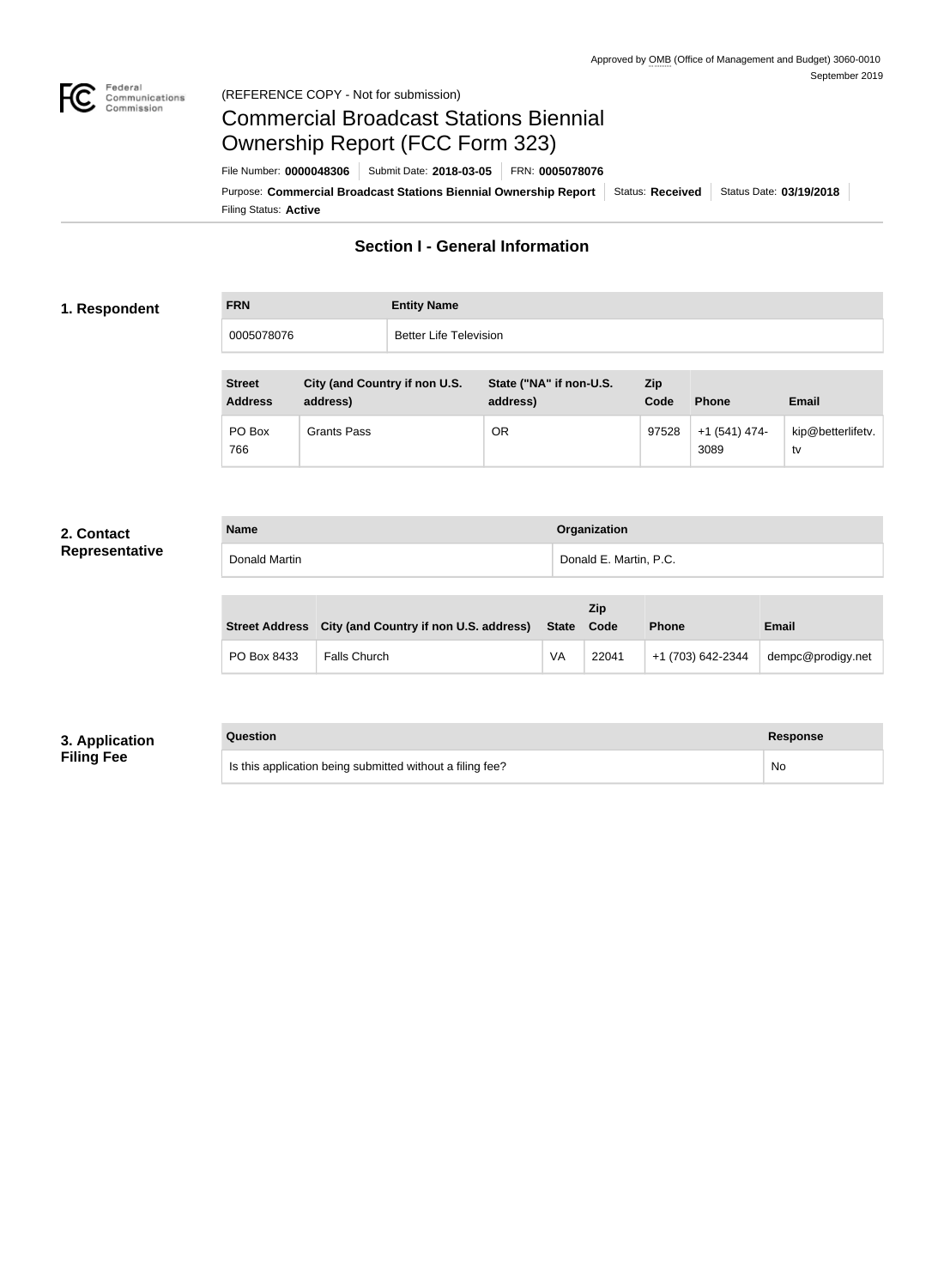Approved by OMB (Office of Management and Budget) 3060-0010
September 2019

(REFERENCE COPY - Not for submission)

# Commercial Broadcast Stations Biennial Ownership Report (FCC Form 323)

File Number: **0000048306** | Submit Date: **2018-03-05** | FRN: **0005078076**

Purpose: **Commercial Broadcast Stations Biennial Ownership Report** | Status: **Received** | Status Date: **03/19/2018**

Filing Status: **Active**

## Section I - General Information

### 1. Respondent

| FRN | Entity Name |
| --- | --- |
| 0005078076 | Better Life Television |

| Street Address | City (and Country if non U.S. address) | State ("NA" if non-U.S. address) | Zip Code | Phone | Email |
| --- | --- | --- | --- | --- | --- |
| PO Box 766 | Grants Pass | OR | 97528 | +1 (541) 474-3089 | kip@betterlifetv.tv |

### 2. Contact Representative

| Name | Organization |
| --- | --- |
| Donald Martin | Donald E. Martin, P.C. |

| Street Address | City (and Country if non U.S. address) | State | Zip Code | Phone | Email |
| --- | --- | --- | --- | --- | --- |
| PO Box 8433 | Falls Church | VA | 22041 | +1 (703) 642-2344 | dempc@prodigy.net |

### 3. Application Filing Fee

| Question | Response |
| --- | --- |
| Is this application being submitted without a filing fee? | No |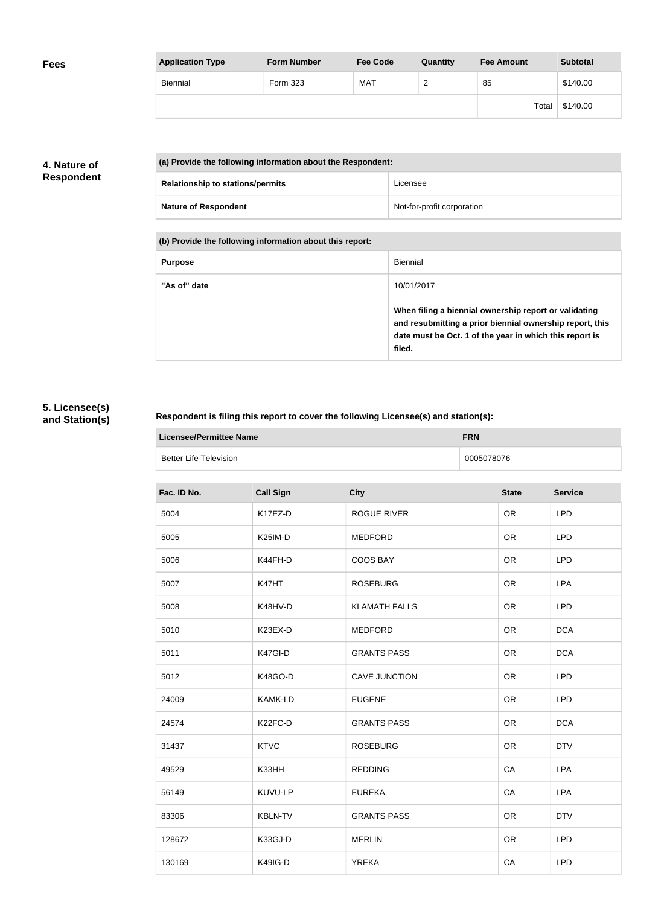## Fees

| Application Type | Form Number | Fee Code | Quantity | Fee Amount | Subtotal |
|---|---|---|---|---|---|
| Biennial | Form 323 | MAT | 2 | 85 | $140.00 |
| | | | | Total | $140.00 |

## 4. Nature of Respondent

| (a) Provide the following information about the Respondent: | |
|---|---|
| **Relationship to stations/permits** | Licensee |
| **Nature of Respondent** | Not-for-profit corporation |

| (b) Provide the following information about this report: | |
|---|---|
| **Purpose** | Biennial |
| **"As of" date** | 10/01/2017<br><br>**When filing a biennial ownership report or validating and resubmitting a prior biennial ownership report, this date must be Oct. 1 of the year in which this report is filed.** |

## 5. Licensee(s) and Station(s)

**Respondent is filing this report to cover the following Licensee(s) and station(s):**

| Licensee/Permittee Name | FRN |
|---|---|
| Better Life Television | 0005078076 |

| Fac. ID No. | Call Sign | City | State | Service |
|---|---|---|---|---|
| 5004 | K17EZ-D | ROGUE RIVER | OR | LPD |
| 5005 | K25IM-D | MEDFORD | OR | LPD |
| 5006 | K44FH-D | COOS BAY | OR | LPD |
| 5007 | K47HT | ROSEBURG | OR | LPA |
| 5008 | K48HV-D | KLAMATH FALLS | OR | LPD |
| 5010 | K23EX-D | MEDFORD | OR | DCA |
| 5011 | K47GI-D | GRANTS PASS | OR | DCA |
| 5012 | K48GO-D | CAVE JUNCTION | OR | LPD |
| 24009 | KAMK-LD | EUGENE | OR | LPD |
| 24574 | K22FC-D | GRANTS PASS | OR | DCA |
| 31437 | KTVC | ROSEBURG | OR | DTV |
| 49529 | K33HH | REDDING | CA | LPA |
| 56149 | KUVU-LP | EUREKA | CA | LPA |
| 83306 | KBLN-TV | GRANTS PASS | OR | DTV |
| 128672 | K33GJ-D | MERLIN | OR | LPD |
| 130169 | K49IG-D | YREKA | CA | LPD |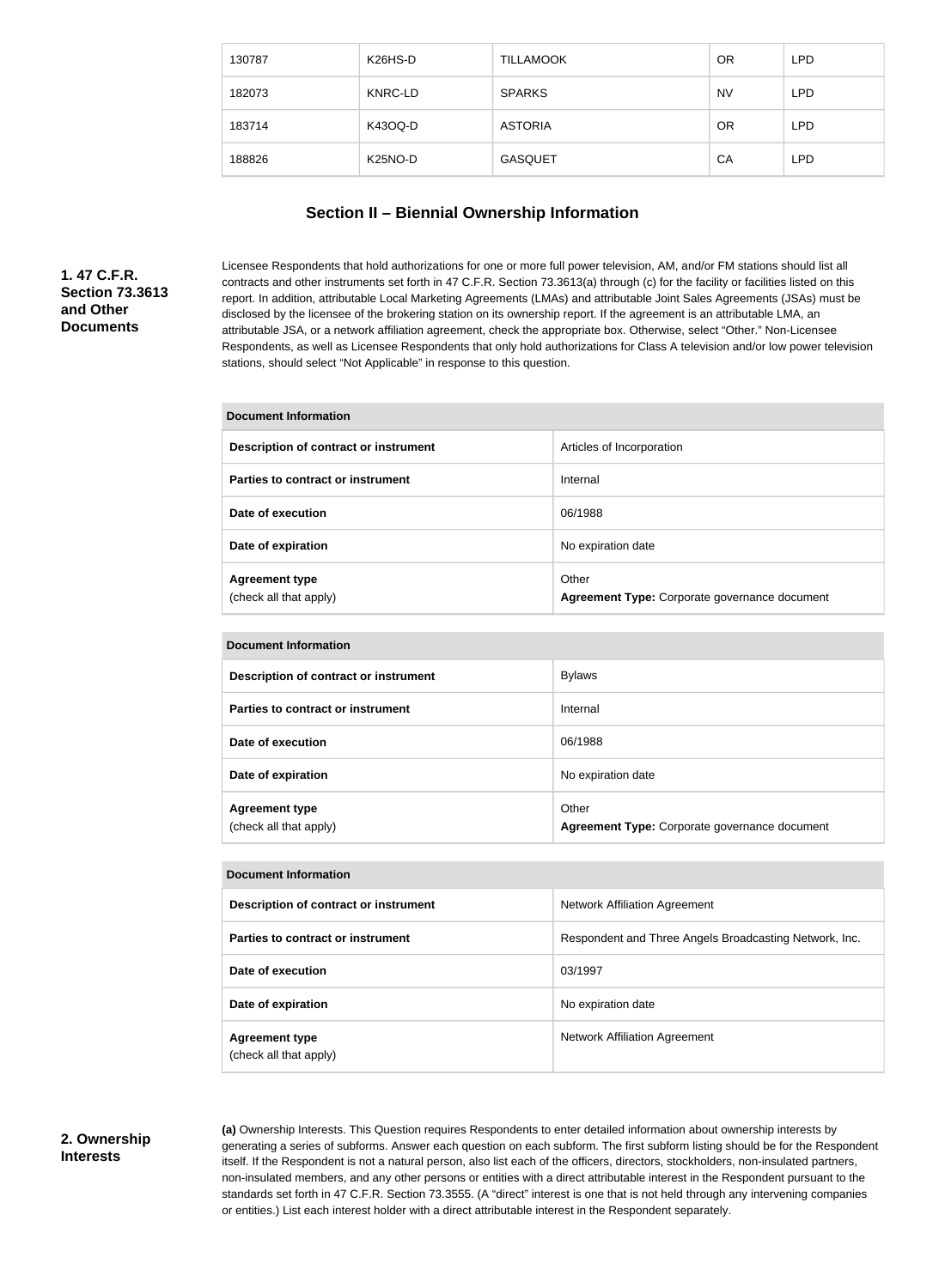| 130787 | K26HS-D | TILLAMOOK | OR | LPD |
|---|---|---|---|---|
| 182073 | KNRC-LD | SPARKS | NV | LPD |
| 183714 | K43OQ-D | ASTORIA | OR | LPD |
| 188826 | K25NO-D | GASQUET | CA | LPD |

## Section II – Biennial Ownership Information

**1. 47 C.F.R. Section 73.3613 and Other Documents**

Licensee Respondents that hold authorizations for one or more full power television, AM, and/or FM stations should list all contracts and other instruments set forth in 47 C.F.R. Section 73.3613(a) through (c) for the facility or facilities listed on this report. In addition, attributable Local Marketing Agreements (LMAs) and attributable Joint Sales Agreements (JSAs) must be disclosed by the licensee of the brokering station on its ownership report. If the agreement is an attributable LMA, an attributable JSA, or a network affiliation agreement, check the appropriate box. Otherwise, select "Other." Non-Licensee Respondents, as well as Licensee Respondents that only hold authorizations for Class A television and/or low power television stations, should select "Not Applicable" in response to this question.

| Document Information | |
|---|---|
| **Description of contract or instrument** | Articles of Incorporation |
| **Parties to contract or instrument** | Internal |
| **Date of execution** | 06/1988 |
| **Date of expiration** | No expiration date |
| **Agreement type** (check all that apply) | Other **Agreement Type:** Corporate governance document |

| Document Information | |
|---|---|
| **Description of contract or instrument** | Bylaws |
| **Parties to contract or instrument** | Internal |
| **Date of execution** | 06/1988 |
| **Date of expiration** | No expiration date |
| **Agreement type** (check all that apply) | Other **Agreement Type:** Corporate governance document |

| Document Information | |
|---|---|
| **Description of contract or instrument** | Network Affiliation Agreement |
| **Parties to contract or instrument** | Respondent and Three Angels Broadcasting Network, Inc. |
| **Date of execution** | 03/1997 |
| **Date of expiration** | No expiration date |
| **Agreement type** (check all that apply) | Network Affiliation Agreement |

**2. Ownership Interests**

**(a)** Ownership Interests. This Question requires Respondents to enter detailed information about ownership interests by generating a series of subforms. Answer each question on each subform. The first subform listing should be for the Respondent itself. If the Respondent is not a natural person, also list each of the officers, directors, stockholders, non-insulated partners, non-insulated members, and any other persons or entities with a direct attributable interest in the Respondent pursuant to the standards set forth in 47 C.F.R. Section 73.3555. (A "direct" interest is one that is not held through any intervening companies or entities.) List each interest holder with a direct attributable interest in the Respondent separately.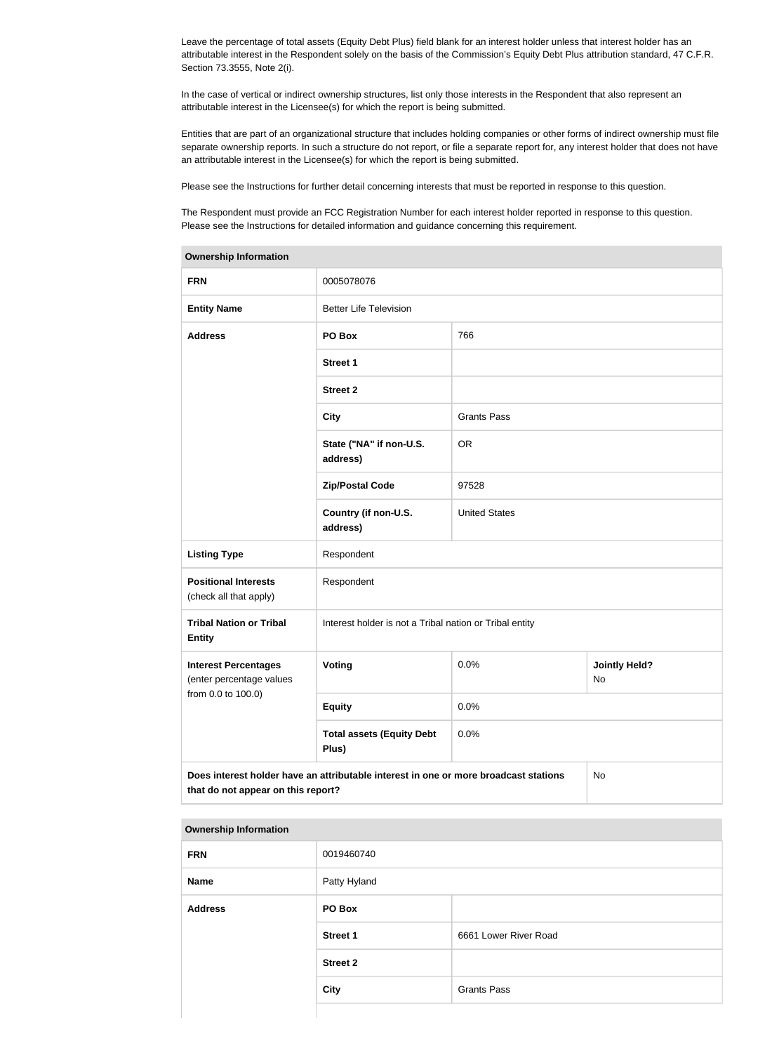Leave the percentage of total assets (Equity Debt Plus) field blank for an interest holder unless that interest holder has an attributable interest in the Respondent solely on the basis of the Commission's Equity Debt Plus attribution standard, 47 C.F.R. Section 73.3555, Note 2(i).

In the case of vertical or indirect ownership structures, list only those interests in the Respondent that also represent an attributable interest in the Licensee(s) for which the report is being submitted.

Entities that are part of an organizational structure that includes holding companies or other forms of indirect ownership must file separate ownership reports. In such a structure do not report, or file a separate report for, any interest holder that does not have an attributable interest in the Licensee(s) for which the report is being submitted.

Please see the Instructions for further detail concerning interests that must be reported in response to this question.

The Respondent must provide an FCC Registration Number for each interest holder reported in response to this question. Please see the Instructions for detailed information and guidance concerning this requirement.

| **Ownership Information** | | | |
|---|---|---|---|
| **FRN** | 0005078076 | | |
| **Entity Name** | Better Life Television | | |
| **Address** | **PO Box** | 766 | |
| | **Street 1** | | |
| | **Street 2** | | |
| | **City** | Grants Pass | |
| | **State ("NA" if non-U.S. address)** | OR | |
| | **Zip/Postal Code** | 97528 | |
| | **Country (if non-U.S. address)** | United States | |
| **Listing Type** | Respondent | | |
| **Positional Interests** (check all that apply) | Respondent | | |
| **Tribal Nation or Tribal Entity** | Interest holder is not a Tribal nation or Tribal entity | | |
| **Interest Percentages** (enter percentage values from 0.0 to 100.0) | **Voting** | 0.0% | **Jointly Held?** No |
| | **Equity** | 0.0% | |
| | **Total assets (Equity Debt Plus)** | 0.0% | |
| **Does interest holder have an attributable interest in one or more broadcast stations that do not appear on this report?** | | | No |

| **Ownership Information** | | |
|---|---|---|
| **FRN** | 0019460740 | |
| **Name** | Patty Hyland | |
| **Address** | **PO Box** | |
| | **Street 1** | 6661 Lower River Road |
| | **Street 2** | |
| | **City** | Grants Pass |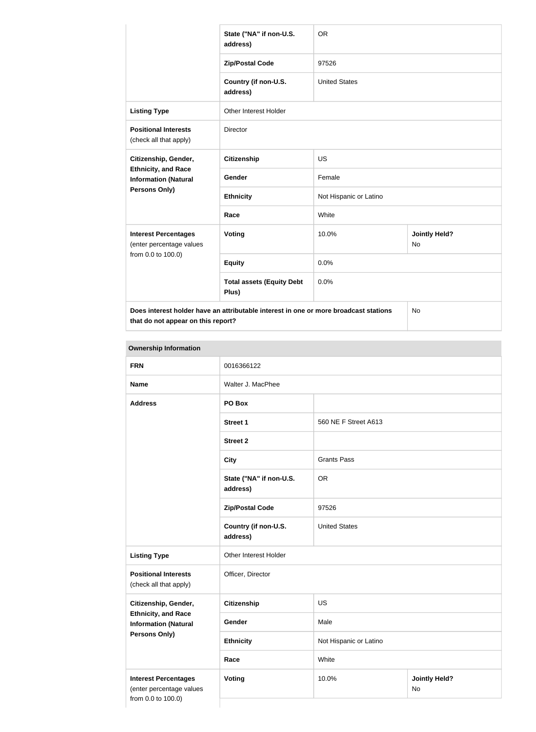| | | | |
|---|---|---|---|
| | State ("NA" if non-U.S. address) | OR | |
| | Zip/Postal Code | 97526 | |
| | Country (if non-U.S. address) | United States | |
| **Listing Type** | Other Interest Holder | | |
| **Positional Interests** (check all that apply) | Director | | |
| **Citizenship, Gender, Ethnicity, and Race Information (Natural Persons Only)** | **Citizenship** | US | |
| | **Gender** | Female | |
| | **Ethnicity** | Not Hispanic or Latino | |
| | **Race** | White | |
| **Interest Percentages** (enter percentage values from 0.0 to 100.0) | **Voting** | 10.0% | **Jointly Held?** No |
| | **Equity** | 0.0% | |
| | **Total assets (Equity Debt Plus)** | 0.0% | |
| **Does interest holder have an attributable interest in one or more broadcast stations that do not appear on this report?** | | | No |

| **Ownership Information** | | | |
|---|---|---|---|
| **FRN** | 0016366122 | | |
| **Name** | Walter J. MacPhee | | |
| **Address** | **PO Box** | | |
| | **Street 1** | 560 NE F Street A613 | |
| | **Street 2** | | |
| | **City** | Grants Pass | |
| | **State ("NA" if non-U.S. address)** | OR | |
| | **Zip/Postal Code** | 97526 | |
| | **Country (if non-U.S. address)** | United States | |
| **Listing Type** | Other Interest Holder | | |
| **Positional Interests** (check all that apply) | Officer, Director | | |
| **Citizenship, Gender, Ethnicity, and Race Information (Natural Persons Only)** | **Citizenship** | US | |
| | **Gender** | Male | |
| | **Ethnicity** | Not Hispanic or Latino | |
| | **Race** | White | |
| **Interest Percentages** (enter percentage values from 0.0 to 100.0) | **Voting** | 10.0% | **Jointly Held?** No |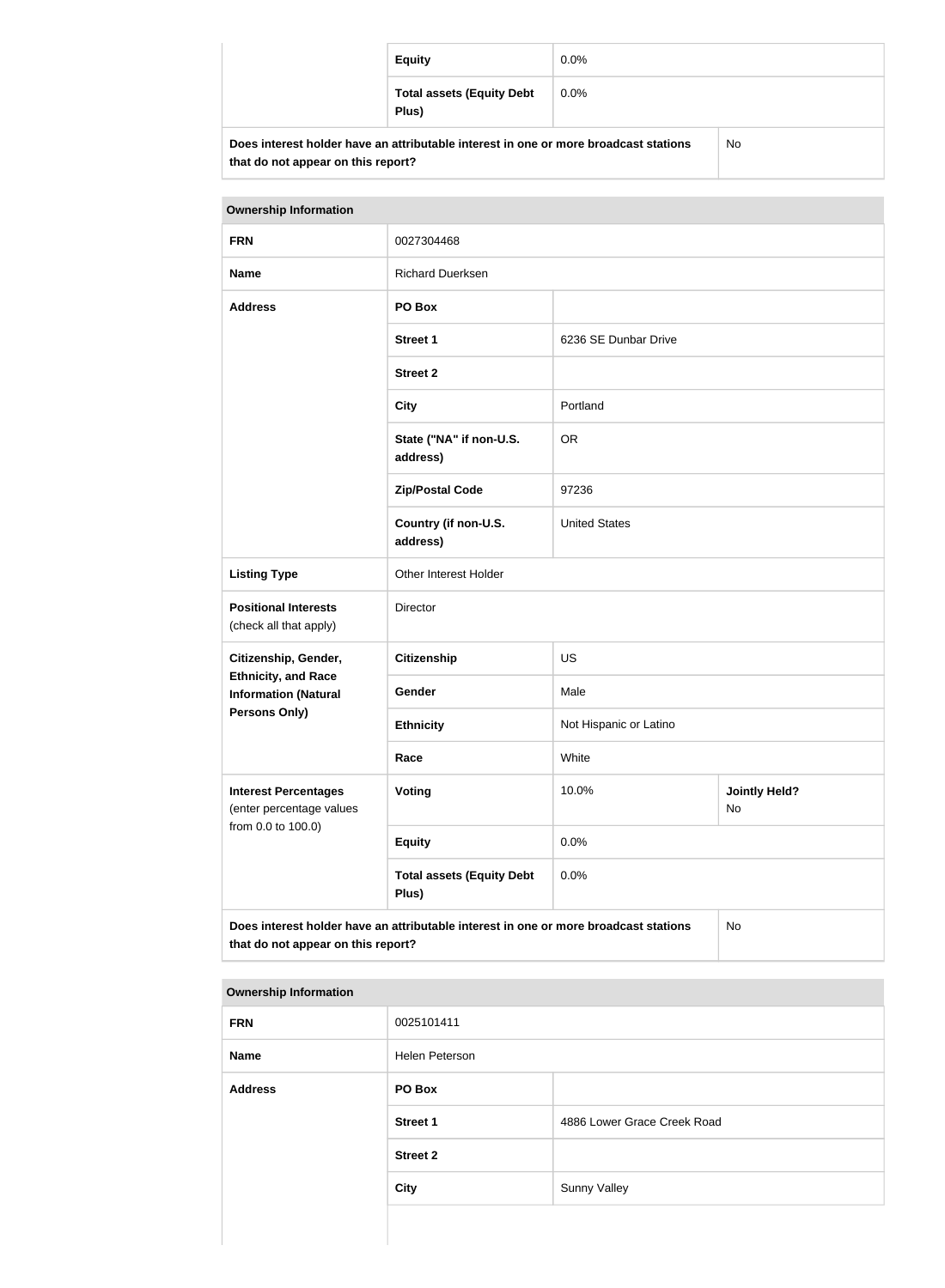| | | |
|---|---|---|
| | **Equity** | 0.0% |
| | **Total assets (Equity Debt Plus)** | 0.0% |
| **Does interest holder have an attributable interest in one or more broadcast stations that do not appear on this report?** | | No |

| **Ownership Information** | | | |
|---|---|---|---|
| **FRN** | 0027304468 | | |
| **Name** | Richard Duerksen | | |
| **Address** | **PO Box** | | |
| | **Street 1** | 6236 SE Dunbar Drive | |
| | **Street 2** | | |
| | **City** | Portland | |
| | **State ("NA" if non-U.S. address)** | OR | |
| | **Zip/Postal Code** | 97236 | |
| | **Country (if non-U.S. address)** | United States | |
| **Listing Type** | Other Interest Holder | | |
| **Positional Interests** (check all that apply) | Director | | |
| **Citizenship, Gender, Ethnicity, and Race Information (Natural Persons Only)** | **Citizenship** | US | |
| | **Gender** | Male | |
| | **Ethnicity** | Not Hispanic or Latino | |
| | **Race** | White | |
| **Interest Percentages** (enter percentage values from 0.0 to 100.0) | **Voting** | 10.0% | **Jointly Held?** No |
| | **Equity** | 0.0% | |
| | **Total assets (Equity Debt Plus)** | 0.0% | |
| **Does interest holder have an attributable interest in one or more broadcast stations that do not appear on this report?** | | | No |

| **Ownership Information** | | |
|---|---|---|
| **FRN** | 0025101411 | |
| **Name** | Helen Peterson | |
| **Address** | **PO Box** | |
| | **Street 1** | 4886 Lower Grace Creek Road |
| | **Street 2** | |
| | **City** | Sunny Valley |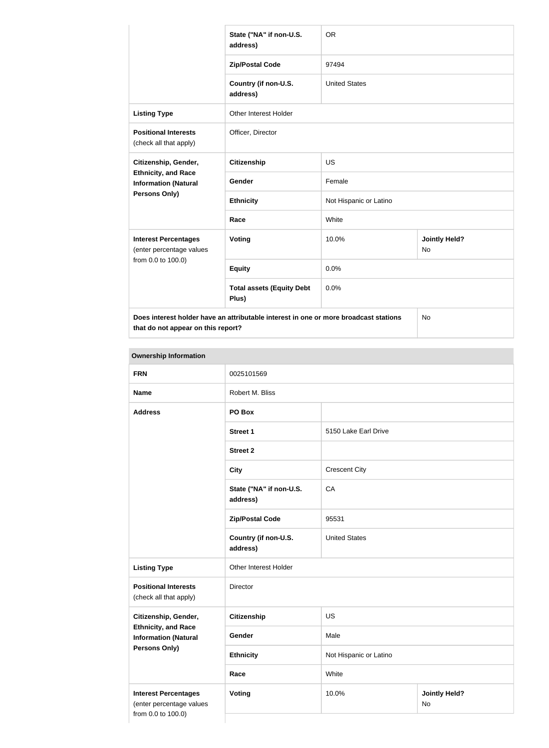| | | | |
|---|---|---|---|
| | State ("NA" if non-U.S. address) | OR | |
| | Zip/Postal Code | 97494 | |
| | Country (if non-U.S. address) | United States | |
| **Listing Type** | Other Interest Holder | | |
| **Positional Interests** (check all that apply) | Officer, Director | | |
| **Citizenship, Gender, Ethnicity, and Race Information (Natural Persons Only)** | **Citizenship** | US | |
| | **Gender** | Female | |
| | **Ethnicity** | Not Hispanic or Latino | |
| | **Race** | White | |
| **Interest Percentages** (enter percentage values from 0.0 to 100.0) | **Voting** | 10.0% | **Jointly Held?** No |
| | **Equity** | 0.0% | |
| | **Total assets (Equity Debt Plus)** | 0.0% | |
| **Does interest holder have an attributable interest in one or more broadcast stations that do not appear on this report?** | | | No |

**Ownership Information**

| | | | |
|---|---|---|---|
| **FRN** | 0025101569 | | |
| **Name** | Robert M. Bliss | | |
| **Address** | **PO Box** | | |
| | **Street 1** | 5150 Lake Earl Drive | |
| | **Street 2** | | |
| | **City** | Crescent City | |
| | **State ("NA" if non-U.S. address)** | CA | |
| | **Zip/Postal Code** | 95531 | |
| | **Country (if non-U.S. address)** | United States | |
| **Listing Type** | Other Interest Holder | | |
| **Positional Interests** (check all that apply) | Director | | |
| **Citizenship, Gender, Ethnicity, and Race Information (Natural Persons Only)** | **Citizenship** | US | |
| | **Gender** | Male | |
| | **Ethnicity** | Not Hispanic or Latino | |
| | **Race** | White | |
| **Interest Percentages** (enter percentage values from 0.0 to 100.0) | **Voting** | 10.0% | **Jointly Held?** No |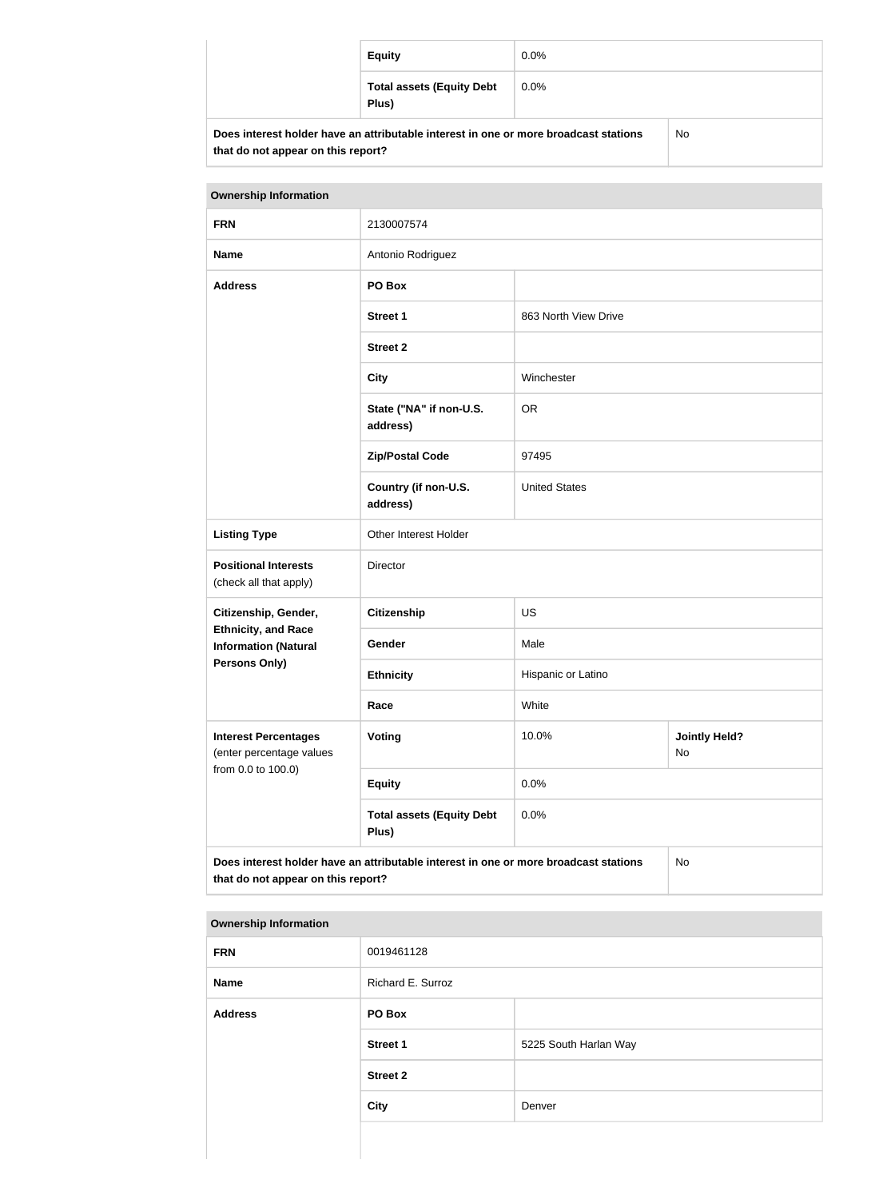| | | |
|---|---|---|
| | **Equity** | 0.0% |
| | **Total assets (Equity Debt Plus)** | 0.0% |
| **Does interest holder have an attributable interest in one or more broadcast stations that do not appear on this report?** | | No |

| **Ownership Information** | | | |
|---|---|---|---|
| **FRN** | 2130007574 | | |
| **Name** | Antonio Rodriguez | | |
| **Address** | **PO Box** | | |
| | **Street 1** | 863 North View Drive | |
| | **Street 2** | | |
| | **City** | Winchester | |
| | **State ("NA" if non-U.S. address)** | OR | |
| | **Zip/Postal Code** | 97495 | |
| | **Country (if non-U.S. address)** | United States | |
| **Listing Type** | Other Interest Holder | | |
| **Positional Interests** (check all that apply) | Director | | |
| **Citizenship, Gender, Ethnicity, and Race Information (Natural Persons Only)** | **Citizenship** | US | |
| | **Gender** | Male | |
| | **Ethnicity** | Hispanic or Latino | |
| | **Race** | White | |
| **Interest Percentages** (enter percentage values from 0.0 to 100.0) | **Voting** | 10.0% | **Jointly Held?** No |
| | **Equity** | 0.0% | |
| | **Total assets (Equity Debt Plus)** | 0.0% | |
| **Does interest holder have an attributable interest in one or more broadcast stations that do not appear on this report?** | | | No |

| **Ownership Information** | | |
|---|---|---|
| **FRN** | 0019461128 | |
| **Name** | Richard E. Surroz | |
| **Address** | **PO Box** | |
| | **Street 1** | 5225 South Harlan Way |
| | **Street 2** | |
| | **City** | Denver |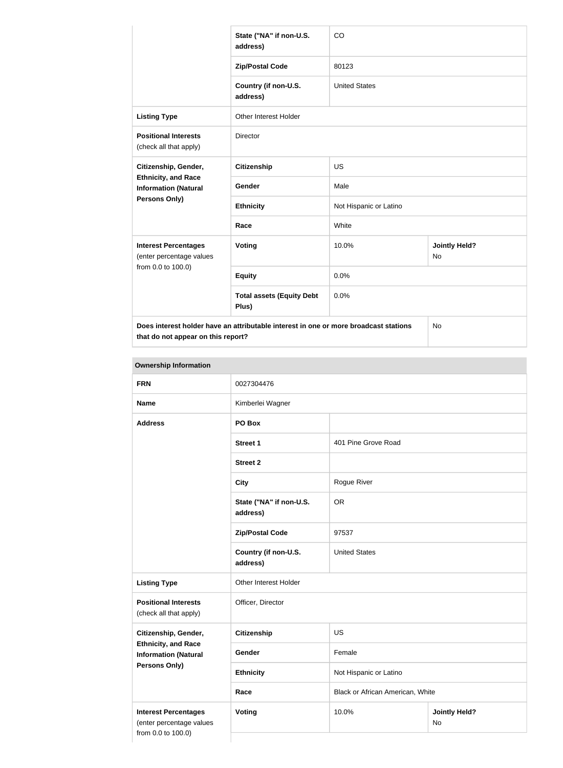| | State ("NA" if non-U.S. address) | CO | |
|---|---|---|---|
| | Zip/Postal Code | 80123 | |
| | Country (if non-U.S. address) | United States | |
| **Listing Type** | Other Interest Holder | | |
| **Positional Interests** (check all that apply) | Director | | |
| **Citizenship, Gender, Ethnicity, and Race Information (Natural Persons Only)** | **Citizenship** | US | |
| | **Gender** | Male | |
| | **Ethnicity** | Not Hispanic or Latino | |
| | **Race** | White | |
| **Interest Percentages** (enter percentage values from 0.0 to 100.0) | **Voting** | 10.0% | **Jointly Held?** No |
| | **Equity** | 0.0% | |
| | **Total assets (Equity Debt Plus)** | 0.0% | |
| **Does interest holder have an attributable interest in one or more broadcast stations that do not appear on this report?** | | | No |

**Ownership Information**

| | | | |
|---|---|---|---|
| **FRN** | 0027304476 | | |
| **Name** | Kimberlei Wagner | | |
| **Address** | **PO Box** | | |
| | **Street 1** | 401 Pine Grove Road | |
| | **Street 2** | | |
| | **City** | Rogue River | |
| | **State ("NA" if non-U.S. address)** | OR | |
| | **Zip/Postal Code** | 97537 | |
| | **Country (if non-U.S. address)** | United States | |
| **Listing Type** | Other Interest Holder | | |
| **Positional Interests** (check all that apply) | Officer, Director | | |
| **Citizenship, Gender, Ethnicity, and Race Information (Natural Persons Only)** | **Citizenship** | US | |
| | **Gender** | Female | |
| | **Ethnicity** | Not Hispanic or Latino | |
| | **Race** | Black or African American, White | |
| **Interest Percentages** (enter percentage values from 0.0 to 100.0) | **Voting** | 10.0% | **Jointly Held?** No |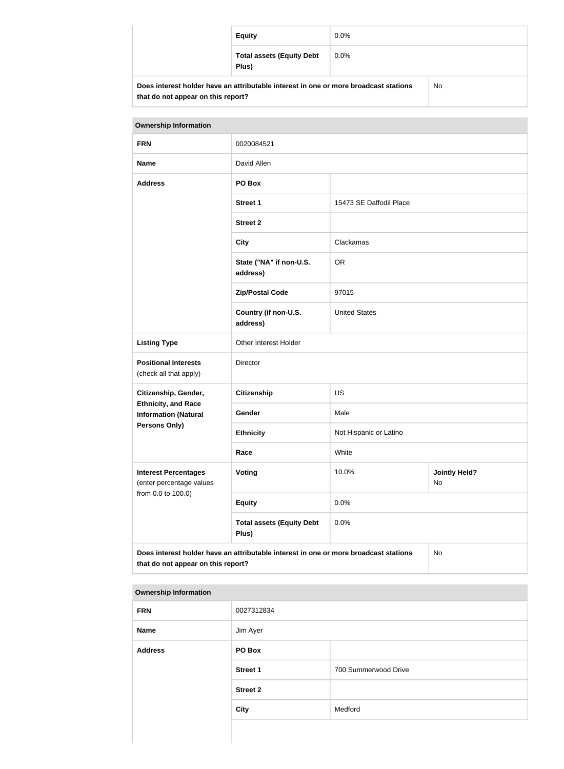| | | |
|---|---|---|
| | **Equity** | 0.0% |
| | **Total assets (Equity Debt Plus)** | 0.0% |
| **Does interest holder have an attributable interest in one or more broadcast stations that do not appear on this report?** | | No |

| **Ownership Information** | | | |
|---|---|---|---|
| **FRN** | 0020084521 | | |
| **Name** | David Allen | | |
| **Address** | **PO Box** | | |
| | **Street 1** | 15473 SE Daffodil Place | |
| | **Street 2** | | |
| | **City** | Clackamas | |
| | **State ("NA" if non-U.S. address)** | OR | |
| | **Zip/Postal Code** | 97015 | |
| | **Country (if non-U.S. address)** | United States | |
| **Listing Type** | Other Interest Holder | | |
| **Positional Interests** (check all that apply) | Director | | |
| **Citizenship, Gender, Ethnicity, and Race Information (Natural Persons Only)** | **Citizenship** | US | |
| | **Gender** | Male | |
| | **Ethnicity** | Not Hispanic or Latino | |
| | **Race** | White | |
| **Interest Percentages** (enter percentage values from 0.0 to 100.0) | **Voting** | 10.0% | **Jointly Held?** No |
| | **Equity** | 0.0% | |
| | **Total assets (Equity Debt Plus)** | 0.0% | |
| **Does interest holder have an attributable interest in one or more broadcast stations that do not appear on this report?** | | | No |

| **Ownership Information** | | |
|---|---|---|
| **FRN** | 0027312834 | |
| **Name** | Jim Ayer | |
| **Address** | **PO Box** | |
| | **Street 1** | 700 Summerwood Drive |
| | **Street 2** | |
| | **City** | Medford |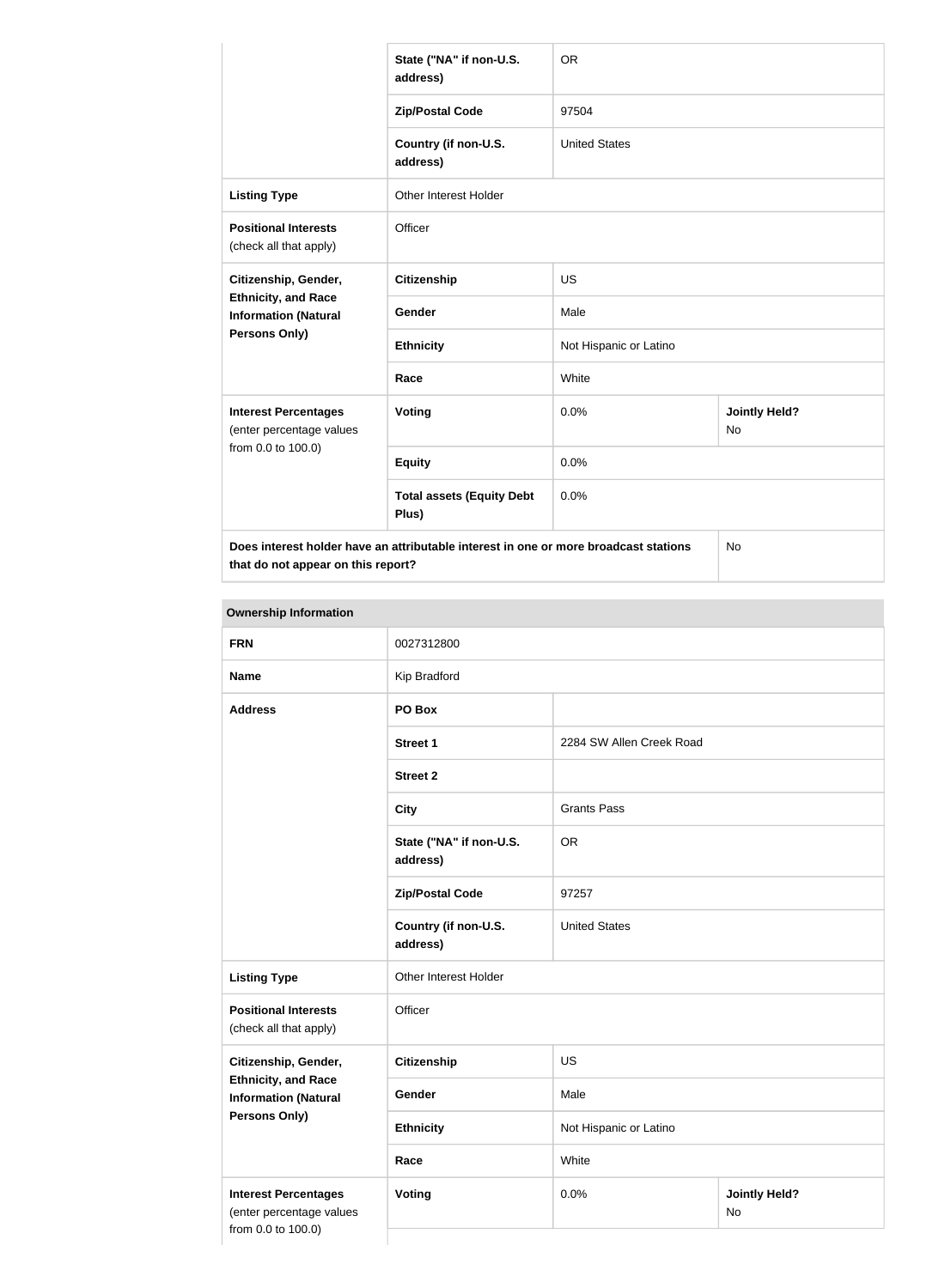| | | | |
|---|---|---|---|
| | **State ("NA" if non-U.S. address)** | OR | |
| | **Zip/Postal Code** | 97504 | |
| | **Country (if non-U.S. address)** | United States | |
| **Listing Type** | Other Interest Holder | | |
| **Positional Interests** (check all that apply) | Officer | | |
| **Citizenship, Gender, Ethnicity, and Race Information (Natural Persons Only)** | **Citizenship** | US | |
| | **Gender** | Male | |
| | **Ethnicity** | Not Hispanic or Latino | |
| | **Race** | White | |
| **Interest Percentages** (enter percentage values from 0.0 to 100.0) | **Voting** | 0.0% | **Jointly Held?** No |
| | **Equity** | 0.0% | |
| | **Total assets (Equity Debt Plus)** | 0.0% | |
| **Does interest holder have an attributable interest in one or more broadcast stations that do not appear on this report?** | | | No |

**Ownership Information**

| | | | |
|---|---|---|---|
| **FRN** | 0027312800 | | |
| **Name** | Kip Bradford | | |
| **Address** | **PO Box** | | |
| | **Street 1** | 2284 SW Allen Creek Road | |
| | **Street 2** | | |
| | **City** | Grants Pass | |
| | **State ("NA" if non-U.S. address)** | OR | |
| | **Zip/Postal Code** | 97257 | |
| | **Country (if non-U.S. address)** | United States | |
| **Listing Type** | Other Interest Holder | | |
| **Positional Interests** (check all that apply) | Officer | | |
| **Citizenship, Gender, Ethnicity, and Race Information (Natural Persons Only)** | **Citizenship** | US | |
| | **Gender** | Male | |
| | **Ethnicity** | Not Hispanic or Latino | |
| | **Race** | White | |
| **Interest Percentages** (enter percentage values from 0.0 to 100.0) | **Voting** | 0.0% | **Jointly Held?** No |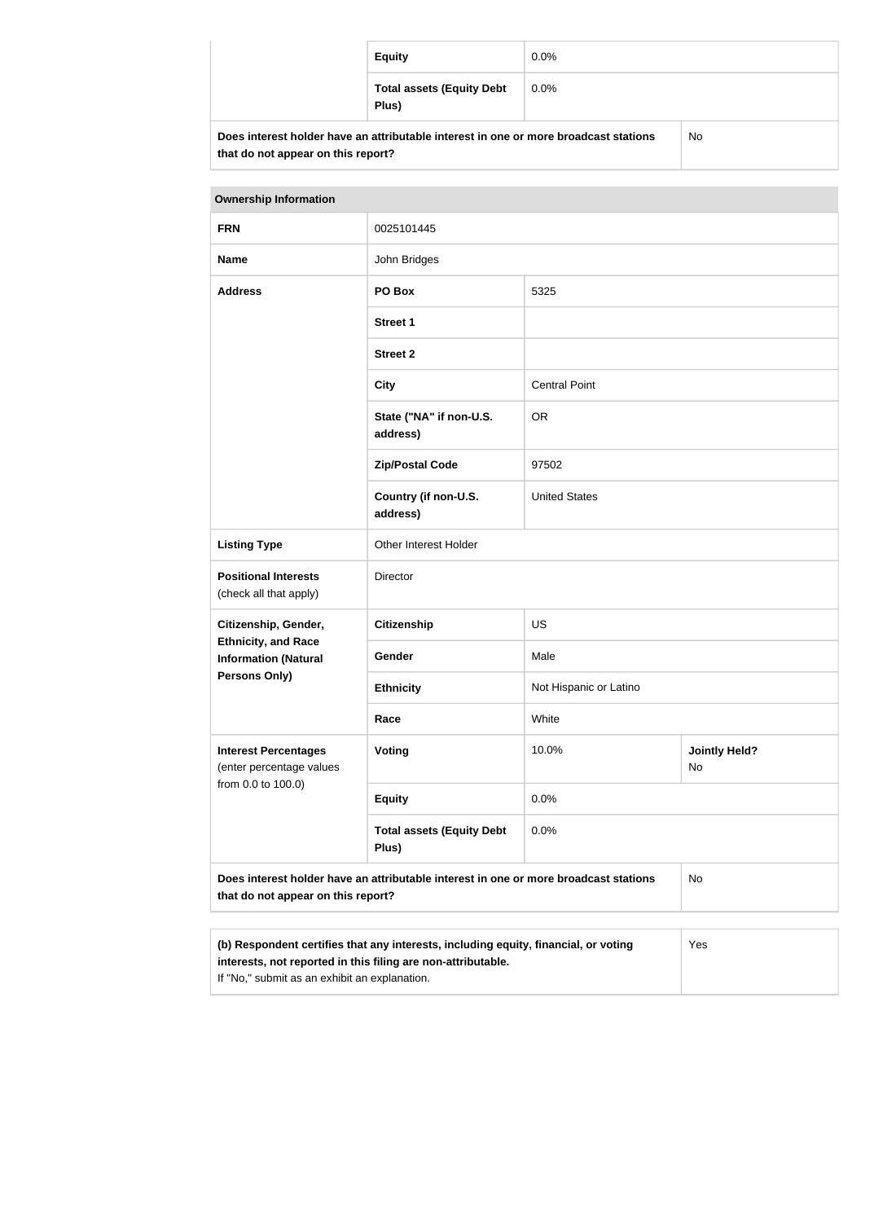| | | |
|---|---|---|
| | **Equity** | 0.0% |
| | **Total assets (Equity Debt Plus)** | 0.0% |
| **Does interest holder have an attributable interest in one or more broadcast stations that do not appear on this report?** | | No |

| **Ownership Information** | | | |
|---|---|---|---|
| **FRN** | 0025101445 | | |
| **Name** | John Bridges | | |
| **Address** | **PO Box** | 5325 | |
| | **Street 1** | | |
| | **Street 2** | | |
| | **City** | Central Point | |
| | **State ("NA" if non-U.S. address)** | OR | |
| | **Zip/Postal Code** | 97502 | |
| | **Country (if non-U.S. address)** | United States | |
| **Listing Type** | Other Interest Holder | | |
| **Positional Interests** (check all that apply) | Director | | |
| **Citizenship, Gender, Ethnicity, and Race Information (Natural Persons Only)** | **Citizenship** | US | |
| | **Gender** | Male | |
| | **Ethnicity** | Not Hispanic or Latino | |
| | **Race** | White | |
| **Interest Percentages** (enter percentage values from 0.0 to 100.0) | **Voting** | 10.0% | **Jointly Held?** No |
| | **Equity** | 0.0% | |
| | **Total assets (Equity Debt Plus)** | 0.0% | |
| **Does interest holder have an attributable interest in one or more broadcast stations that do not appear on this report?** | | | No |

| | |
|---|---|
| **(b) Respondent certifies that any interests, including equity, financial, or voting interests, not reported in this filing are non-attributable.** If "No," submit as an exhibit an explanation. | Yes |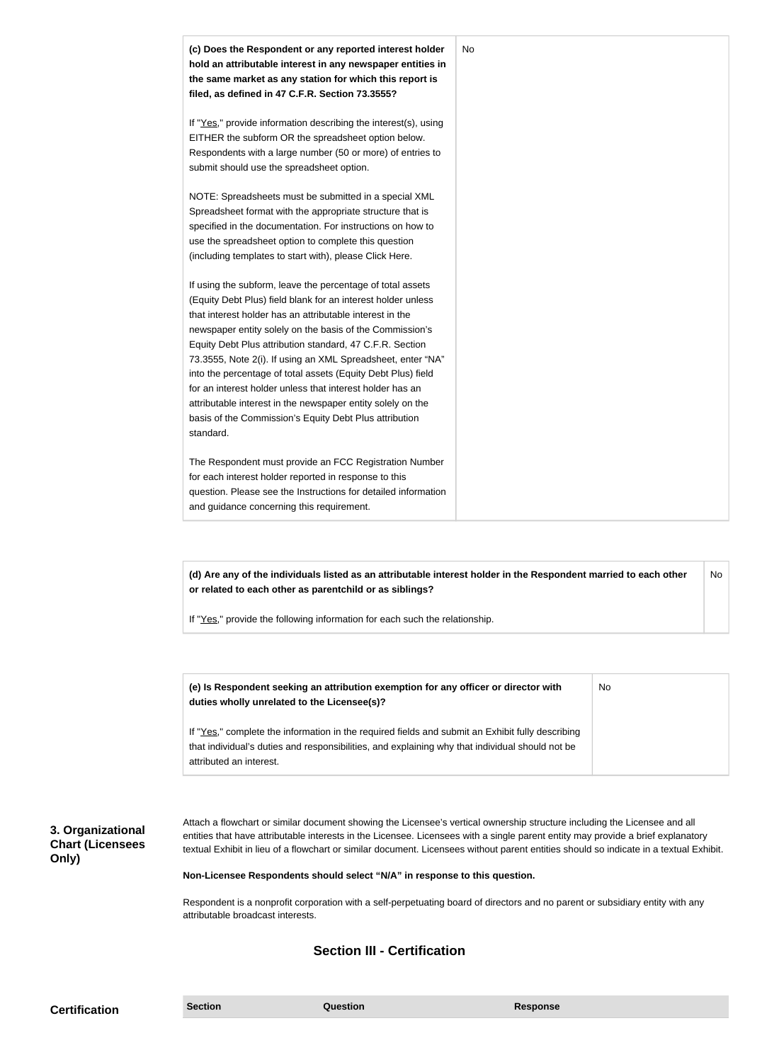| **(c) Does the Respondent or any reported interest holder hold an attributable interest in any newspaper entities in the same market as any station for which this report is filed, as defined in 47 C.F.R. Section 73.3555?**<br><br>If "Yes," provide information describing the interest(s), using EITHER the subform OR the spreadsheet option below. Respondents with a large number (50 or more) of entries to submit should use the spreadsheet option.<br><br>NOTE: Spreadsheets must be submitted in a special XML Spreadsheet format with the appropriate structure that is specified in the documentation. For instructions on how to use the spreadsheet option to complete this question (including templates to start with), please Click Here.<br><br>If using the subform, leave the percentage of total assets (Equity Debt Plus) field blank for an interest holder unless that interest holder has an attributable interest in the newspaper entity solely on the basis of the Commission's Equity Debt Plus attribution standard, 47 C.F.R. Section 73.3555, Note 2(i). If using an XML Spreadsheet, enter "NA" into the percentage of total assets (Equity Debt Plus) field for an interest holder unless that interest holder has an attributable interest in the newspaper entity solely on the basis of the Commission's Equity Debt Plus attribution standard.<br><br>The Respondent must provide an FCC Registration Number for each interest holder reported in response to this question. Please see the Instructions for detailed information and guidance concerning this requirement. | No |
|---|---|

| **(d) Are any of the individuals listed as an attributable interest holder in the Respondent married to each other or related to each other as parentchild or as siblings?**<br><br>If "Yes," provide the following information for each such the relationship. | No |
|---|---|

| **(e) Is Respondent seeking an attribution exemption for any officer or director with duties wholly unrelated to the Licensee(s)?**<br><br>If "Yes," complete the information in the required fields and submit an Exhibit fully describing that individual's duties and responsibilities, and explaining why that individual should not be attributed an interest. | No |
|---|---|

**3. Organizational Chart (Licensees Only)**

Attach a flowchart or similar document showing the Licensee's vertical ownership structure including the Licensee and all entities that have attributable interests in the Licensee. Licensees with a single parent entity may provide a brief explanatory textual Exhibit in lieu of a flowchart or similar document. Licensees without parent entities should so indicate in a textual Exhibit.

**Non-Licensee Respondents should select "N/A" in response to this question.**

Respondent is a nonprofit corporation with a self-perpetuating board of directors and no parent or subsidiary entity with any attributable broadcast interests.

## Section III - Certification

**Certification**

| Section | Question | Response |
|---|---|---|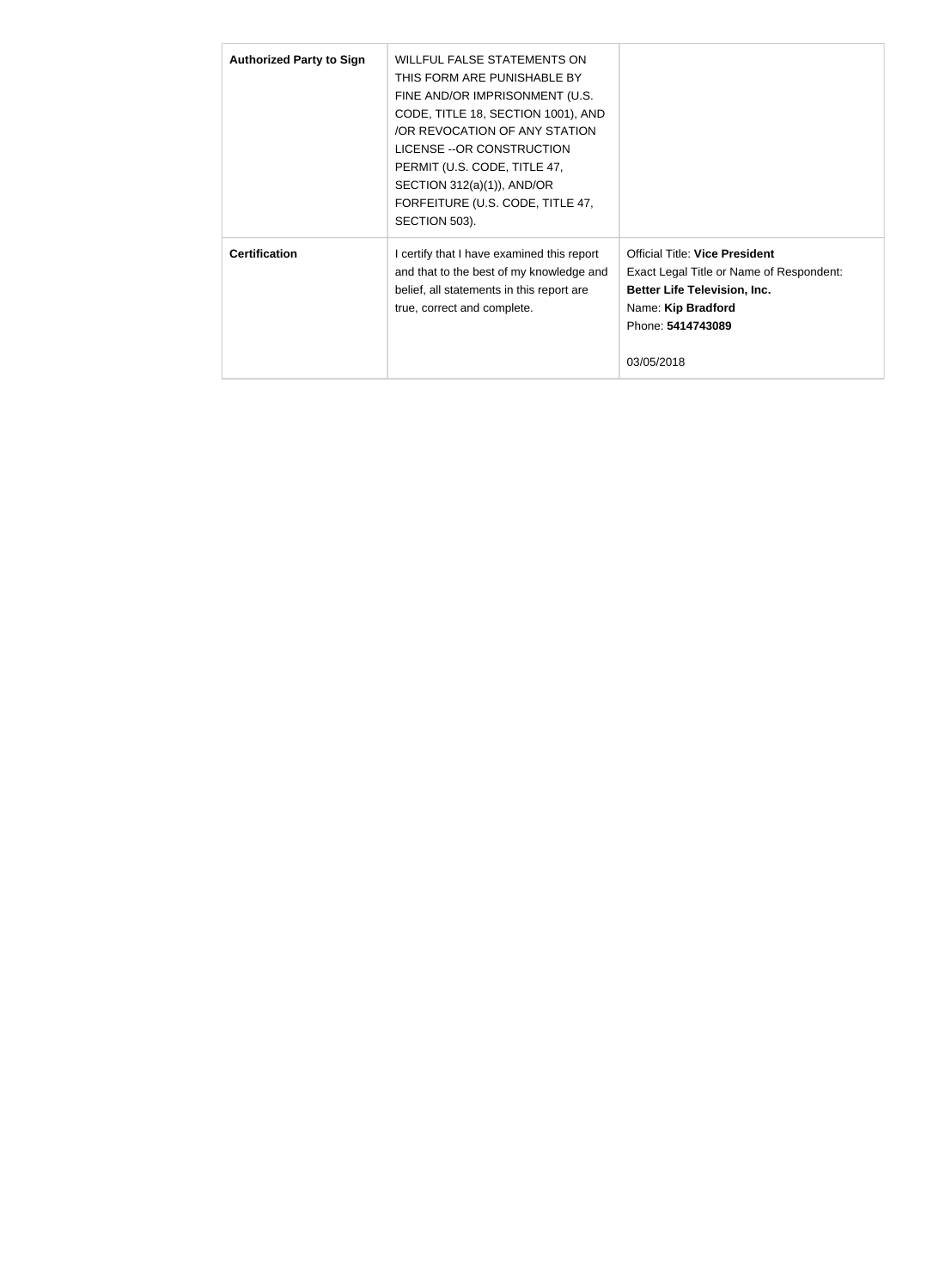| | | |
|---|---|---|
| **Authorized Party to Sign** | WILLFUL FALSE STATEMENTS ON THIS FORM ARE PUNISHABLE BY FINE AND/OR IMPRISONMENT (U.S. CODE, TITLE 18, SECTION 1001), AND /OR REVOCATION OF ANY STATION LICENSE --OR CONSTRUCTION PERMIT (U.S. CODE, TITLE 47, SECTION 312(a)(1)), AND/OR FORFEITURE (U.S. CODE, TITLE 47, SECTION 503). | |
| **Certification** | I certify that I have examined this report and that to the best of my knowledge and belief, all statements in this report are true, correct and complete. | Official Title: **Vice President**<br>Exact Legal Title or Name of Respondent: **Better Life Television, Inc.**<br>Name: **Kip Bradford**<br>Phone: **5414743089**<br><br>03/05/2018 |